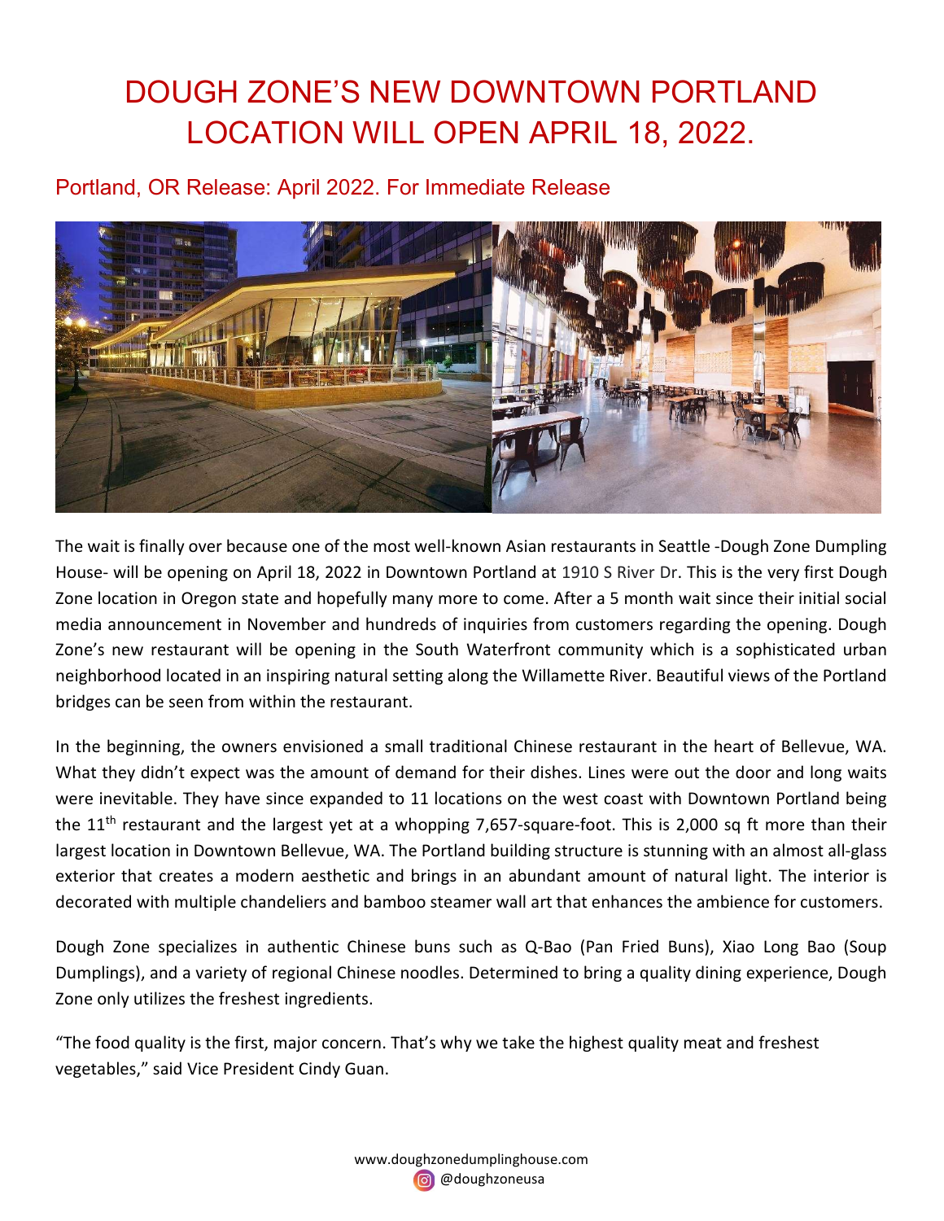# DOUGH ZONE'S NEW DOWNTOWN PORTLAND LOCATION WILL OPEN APRIL 18, 2022.

## Portland, OR Release: April 2022. For Immediate Release

The wait is finally over because one of the most well-known Asian restaurants in Seattle -Dough Zone Dumpling House- will be opening on April 18, 2022 in Downtown Portland at 1910 S River Dr. This is the very first Dough Zone location in Oregon state and hopefully many more to come. After a 5 month wait since their initial social media announcement in November and hundreds of inquiries from customers regarding the opening. Dough Zone's new restaurant will be opening in the South Waterfront community which is a sophisticated urban neighborhood located in an inspiring natural setting along the Willamette River. Beautiful views of the Portland bridges can be seen from within the restaurant.

In the beginning, the owners envisioned a small traditional Chinese restaurant in the heart of Bellevue, WA. What they didn't expect was the amount of demand for their dishes. Lines were out the door and long waits were inevitable. They have since expanded to 11 locations on the west coast with Downtown Portland being the 11th restaurant and the largest yet at a whopping 7,657-square-foot. This is 2,000 sq ft more than their largest location in Downtown Bellevue, WA. The Portland building structure is stunning with an almost all-glass exterior that creates a modern aesthetic and brings in an abundant amount of natural light. The interior is decorated with multiple chandeliers and bamboo steamer wall art that enhances the ambience for customers.

Dough Zone specializes in authentic Chinese buns such as Q-Bao (Pan Fried Buns), Xiao Long Bao (Soup Dumplings), and a variety of regional Chinese noodles. Determined to bring a quality dining experience, Dough Zone only utilizes the freshest ingredients.

"The food quality is the first, major concern. That's why we take the highest quality meat and freshest vegetables," said Vice President Cindy Guan.

www.doughzonedumplinghouse.com
@doughzoneusa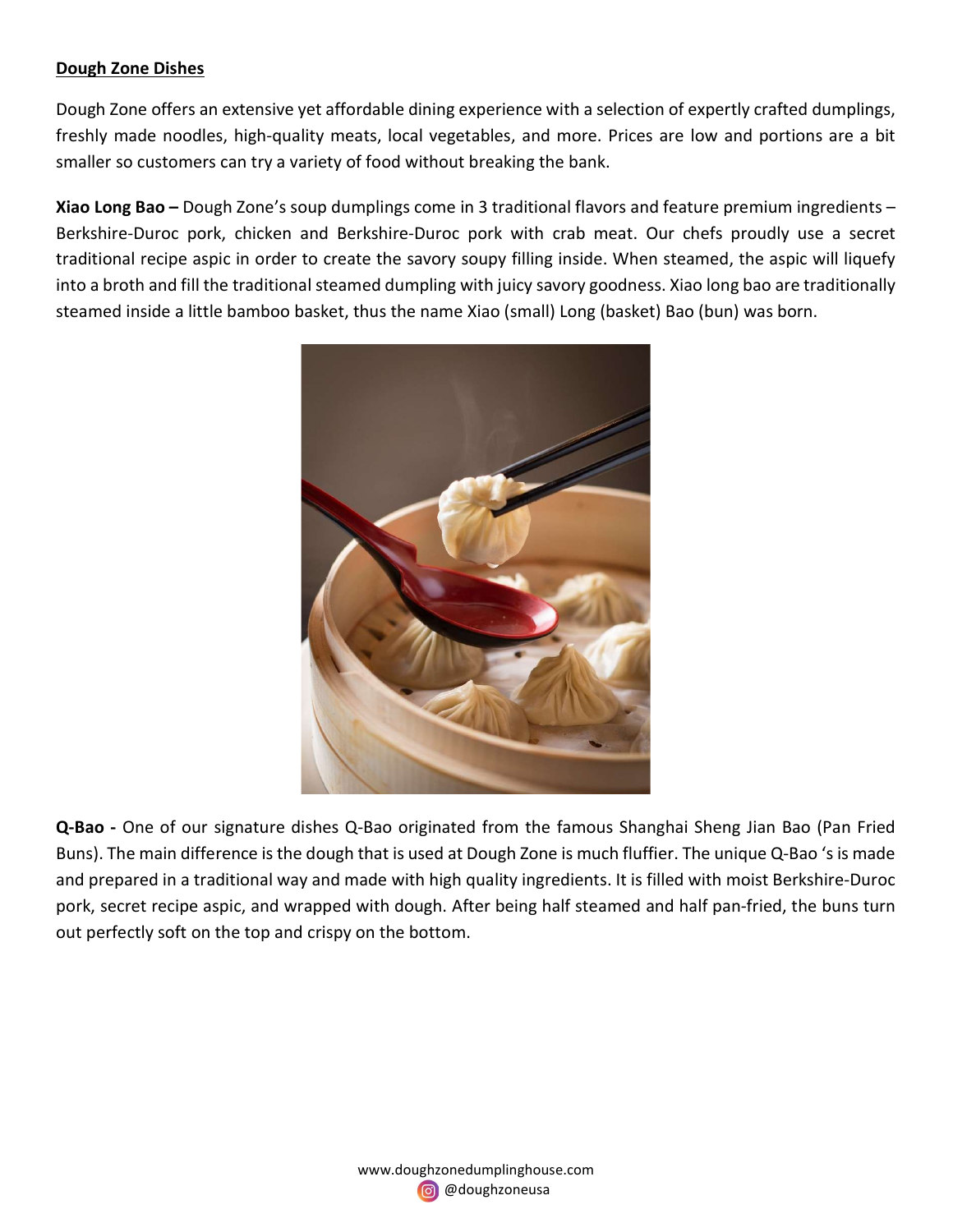**Dough Zone Dishes**

Dough Zone offers an extensive yet affordable dining experience with a selection of expertly crafted dumplings, freshly made noodles, high-quality meats, local vegetables, and more. Prices are low and portions are a bit smaller so customers can try a variety of food without breaking the bank.

**Xiao Long Bao –** Dough Zone's soup dumplings come in 3 traditional flavors and feature premium ingredients – Berkshire-Duroc pork, chicken and Berkshire-Duroc pork with crab meat. Our chefs proudly use a secret traditional recipe aspic in order to create the savory soupy filling inside. When steamed, the aspic will liquefy into a broth and fill the traditional steamed dumpling with juicy savory goodness. Xiao long bao are traditionally steamed inside a little bamboo basket, thus the name Xiao (small) Long (basket) Bao (bun) was born.

**Q-Bao -** One of our signature dishes Q-Bao originated from the famous Shanghai Sheng Jian Bao (Pan Fried Buns). The main difference is the dough that is used at Dough Zone is much fluffier. The unique Q-Bao 's is made and prepared in a traditional way and made with high quality ingredients. It is filled with moist Berkshire-Duroc pork, secret recipe aspic, and wrapped with dough. After being half steamed and half pan-fried, the buns turn out perfectly soft on the top and crispy on the bottom.

www.doughzonedumplinghouse.com
@doughzoneusa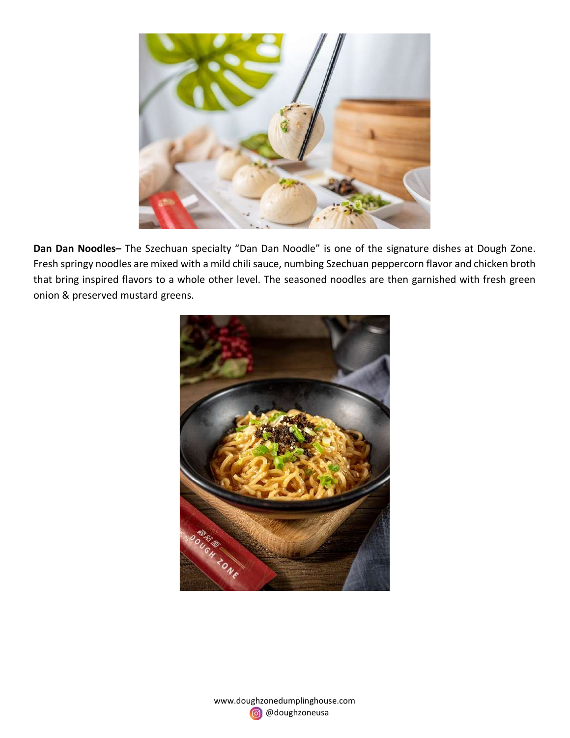**Dan Dan Noodles–** The Szechuan specialty "Dan Dan Noodle" is one of the signature dishes at Dough Zone. Fresh springy noodles are mixed with a mild chili sauce, numbing Szechuan peppercorn flavor and chicken broth that bring inspired flavors to a whole other level. The seasoned noodles are then garnished with fresh green onion & preserved mustard greens.

www.doughzonedumplinghouse.com
@doughzoneusa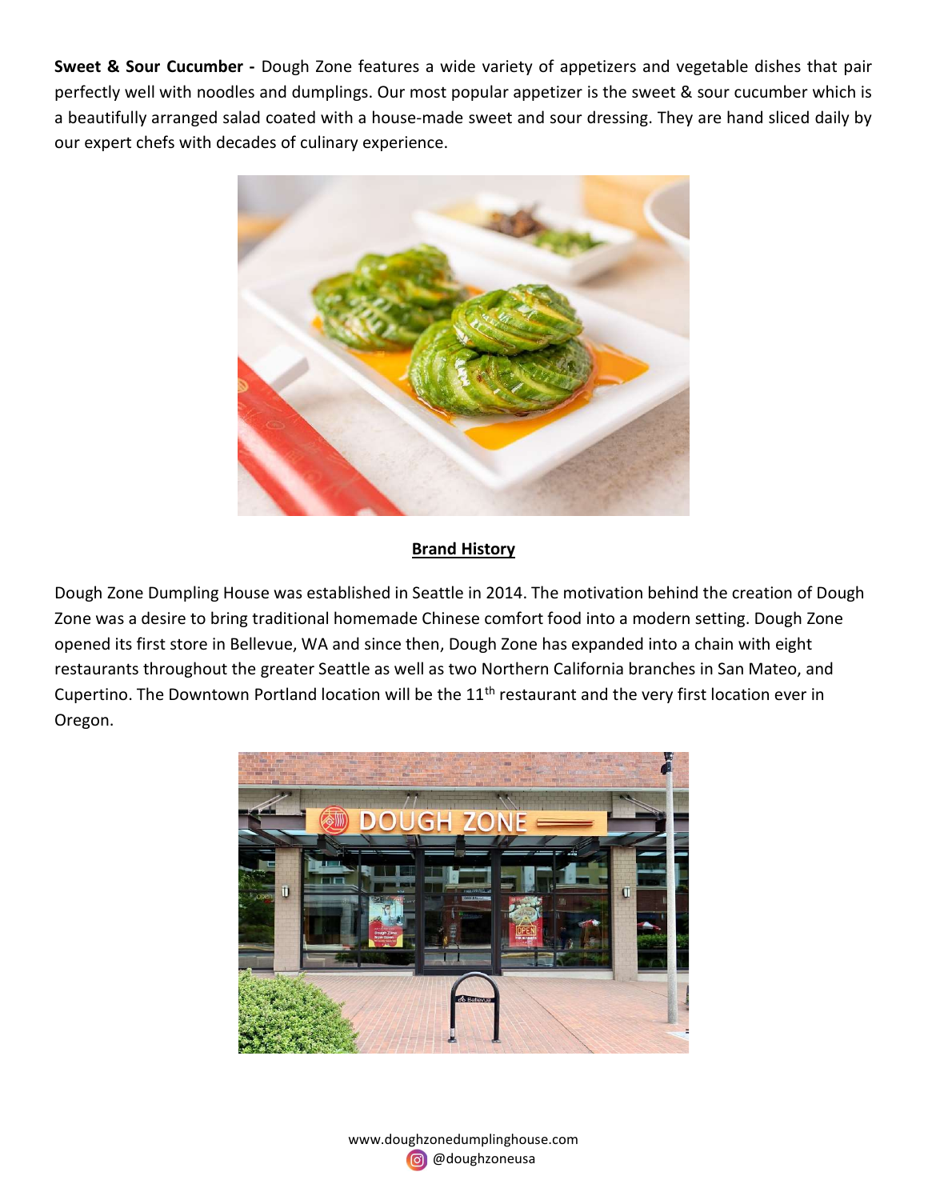**Sweet & Sour Cucumber -** Dough Zone features a wide variety of appetizers and vegetable dishes that pair perfectly well with noodles and dumplings. Our most popular appetizer is the sweet & sour cucumber which is a beautifully arranged salad coated with a house-made sweet and sour dressing. They are hand sliced daily by our expert chefs with decades of culinary experience.

## Brand History

Dough Zone Dumpling House was established in Seattle in 2014. The motivation behind the creation of Dough Zone was a desire to bring traditional homemade Chinese comfort food into a modern setting. Dough Zone opened its first store in Bellevue, WA and since then, Dough Zone has expanded into a chain with eight restaurants throughout the greater Seattle as well as two Northern California branches in San Mateo, and Cupertino. The Downtown Portland location will be the 11th restaurant and the very first location ever in Oregon.

www.doughzonedumplinghouse.com
@doughzoneusa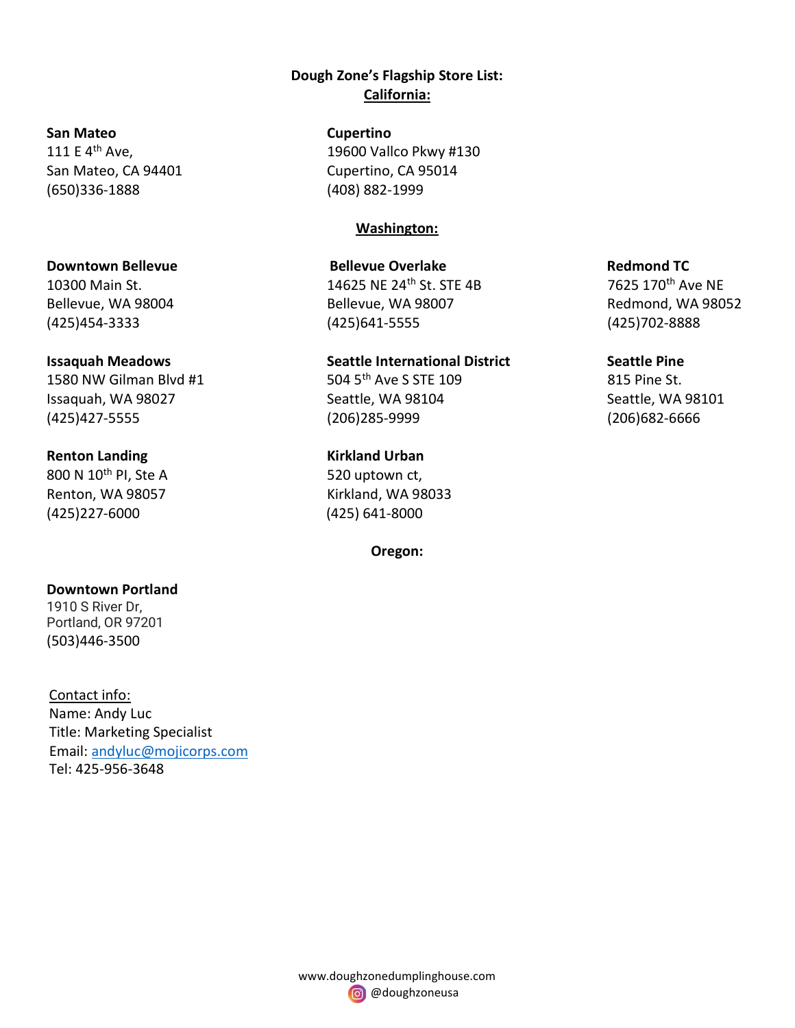## Dough Zone's Flagship Store List:

### California:

**San Mateo**
111 E 4th Ave,
San Mateo, CA 94401
(650)336-1888

**Cupertino**
19600 Vallco Pkwy #130
Cupertino, CA 95014
(408) 882-1999

### Washington:

**Downtown Bellevue**
10300 Main St.
Bellevue, WA 98004
(425)454-3333

**Bellevue Overlake**
14625 NE 24th St. STE 4B
Bellevue, WA 98007
(425)641-5555

**Redmond TC**
7625 170th Ave NE
Redmond, WA 98052
(425)702-8888

**Issaquah Meadows**
1580 NW Gilman Blvd #1
Issaquah, WA 98027
(425)427-5555

**Seattle International District**
504 5th Ave S STE 109
Seattle, WA 98104
(206)285-9999

**Seattle Pine**
815 Pine St.
Seattle, WA 98101
(206)682-6666

**Renton Landing**
800 N 10th Pl, Ste A
Renton, WA 98057
(425)227-6000

**Kirkland Urban**
520 uptown ct,
Kirkland, WA 98033
(425) 641-8000

### Oregon:

**Downtown Portland**
1910 S River Dr,
Portland, OR 97201
(503)446-3500

Contact info:
Name: Andy Luc
Title: Marketing Specialist
Email: andyluc@mojicorps.com
Tel: 425-956-3648

www.doughzonedumplinghouse.com
@doughzoneusa